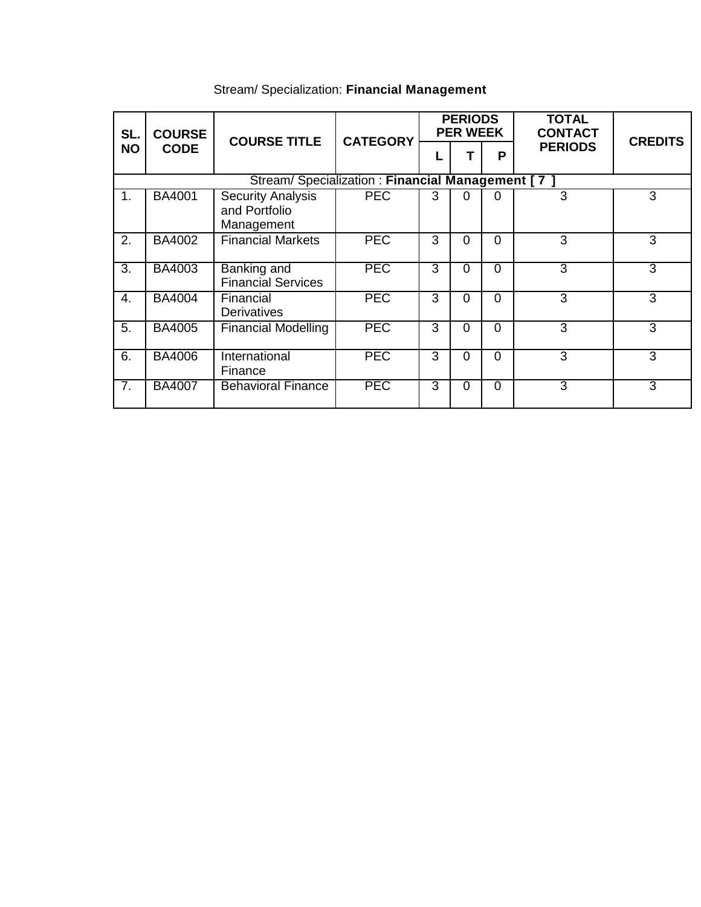Stream/ Specialization: **Financial Management**

| SL. NO | COURSE CODE | COURSE TITLE | CATEGORY | PERIODS PER WEEK | | | TOTAL CONTACT PERIODS | CREDITS |
|---|---|---|---|---|---|---|---|---|
| | | | | L | T | P | | |
| Stream/ Specialization : **Financial Management [ 7 ]** | | | | | | | | |
| 1. | BA4001 | Security Analysis and Portfolio Management | PEC | 3 | 0 | 0 | 3 | 3 |
| 2. | BA4002 | Financial Markets | PEC | 3 | 0 | 0 | 3 | 3 |
| 3. | BA4003 | Banking and Financial Services | PEC | 3 | 0 | 0 | 3 | 3 |
| 4. | BA4004 | Financial Derivatives | PEC | 3 | 0 | 0 | 3 | 3 |
| 5. | BA4005 | Financial Modelling | PEC | 3 | 0 | 0 | 3 | 3 |
| 6. | BA4006 | International Finance | PEC | 3 | 0 | 0 | 3 | 3 |
| 7. | BA4007 | Behavioral Finance | PEC | 3 | 0 | 0 | 3 | 3 |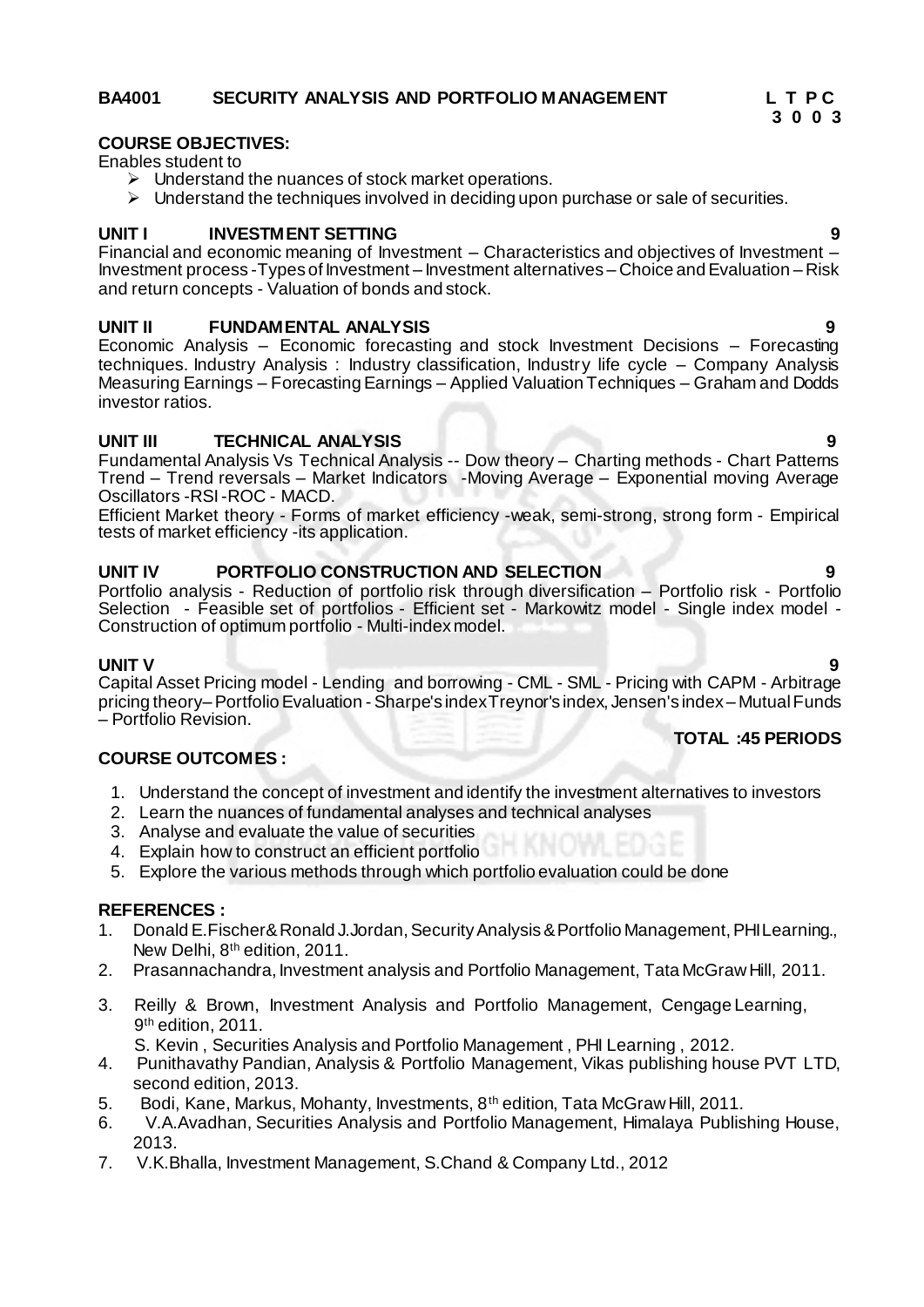**BA4001 SECURITY ANALYSIS AND PORTFOLIO MANAGEMENT** **L T P C**
**3 0 0 3**

**COURSE OBJECTIVES:**

Enables student to

- Understand the nuances of stock market operations.
- Understand the techniques involved in deciding upon purchase or sale of securities.

**UNIT I INVESTMENT SETTING** **9**

Financial and economic meaning of Investment – Characteristics and objectives of Investment – Investment process -Types of Investment – Investment alternatives – Choice and Evaluation – Risk and return concepts - Valuation of bonds and stock.

**UNIT II FUNDAMENTAL ANALYSIS** **9**

Economic Analysis – Economic forecasting and stock Investment Decisions – Forecasting techniques. Industry Analysis : Industry classification, Industry life cycle – Company Analysis Measuring Earnings – Forecasting Earnings – Applied Valuation Techniques – Graham and Dodds investor ratios.

**UNIT III TECHNICAL ANALYSIS** **9**

Fundamental Analysis Vs Technical Analysis -- Dow theory – Charting methods - Chart Patterns Trend – Trend reversals – Market Indicators -Moving Average – Exponential moving Average Oscillators -RSI -ROC - MACD.

Efficient Market theory - Forms of market efficiency -weak, semi-strong, strong form - Empirical tests of market efficiency -its application.

**UNIT IV PORTFOLIO CONSTRUCTION AND SELECTION** **9**

Portfolio analysis - Reduction of portfolio risk through diversification – Portfolio risk - Portfolio Selection - Feasible set of portfolios - Efficient set - Markowitz model - Single index model - Construction of optimum portfolio - Multi-index model.

**UNIT V** **9**

Capital Asset Pricing model - Lending and borrowing - CML - SML - Pricing with CAPM - Arbitrage pricing theory– Portfolio Evaluation - Sharpe's index Treynor's index, Jensen's index – Mutual Funds – Portfolio Revision.

**TOTAL :45 PERIODS**

**COURSE OUTCOMES :**

1. Understand the concept of investment and identify the investment alternatives to investors
2. Learn the nuances of fundamental analyses and technical analyses
3. Analyse and evaluate the value of securities
4. Explain how to construct an efficient portfolio
5. Explore the various methods through which portfolio evaluation could be done

**REFERENCES :**

1. Donald E.Fischer& Ronald J.Jordan, Security Analysis & Portfolio Management, PHI Learning., New Delhi, 8th edition, 2011.
2. Prasannachandra, Investment analysis and Portfolio Management, Tata McGraw Hill, 2011.
3. Reilly & Brown, Investment Analysis and Portfolio Management, Cengage Learning, 9th edition, 2011.
   S. Kevin , Securities Analysis and Portfolio Management , PHI Learning , 2012.
4. Punithavathy Pandian, Analysis & Portfolio Management, Vikas publishing house PVT LTD, second edition, 2013.
5. Bodi, Kane, Markus, Mohanty, Investments, 8th edition, Tata McGraw Hill, 2011.
6. V.A.Avadhan, Securities Analysis and Portfolio Management, Himalaya Publishing House, 2013.
7. V.K.Bhalla, Investment Management, S.Chand & Company Ltd., 2012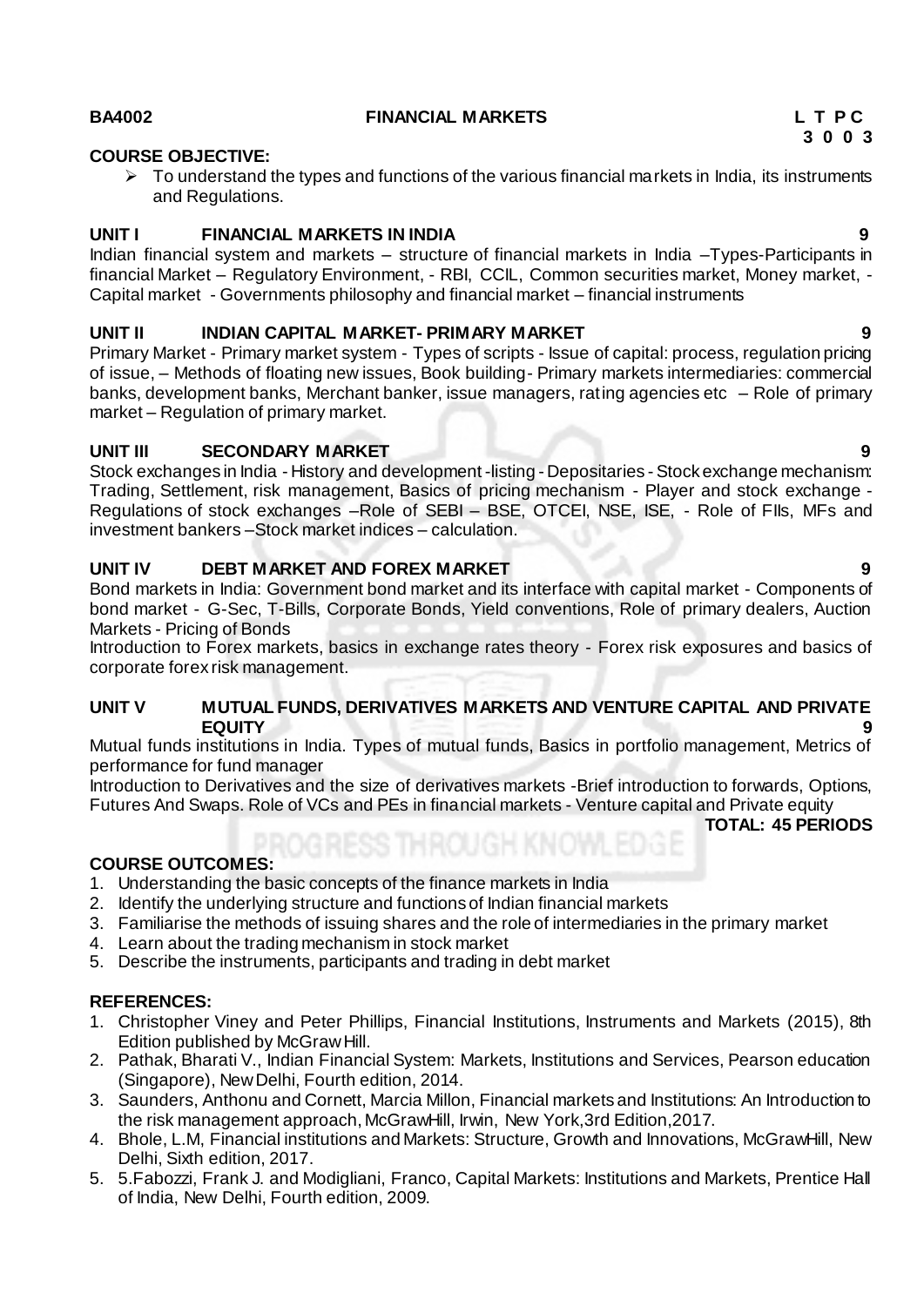**BA4002** **FINANCIAL MARKETS** **L T P C**
**3 0 0 3**

**COURSE OBJECTIVE:**

- To understand the types and functions of the various financial markets in India, its instruments and Regulations.

**UNIT I FINANCIAL MARKETS IN INDIA 9**

Indian financial system and markets – structure of financial markets in India –Types-Participants in financial Market – Regulatory Environment, - RBI, CCIL, Common securities market, Money market, - Capital market - Governments philosophy and financial market – financial instruments

**UNIT II INDIAN CAPITAL MARKET- PRIMARY MARKET 9**

Primary Market - Primary market system - Types of scripts - Issue of capital: process, regulation pricing of issue, – Methods of floating new issues, Book building- Primary markets intermediaries: commercial banks, development banks, Merchant banker, issue managers, rating agencies etc – Role of primary market – Regulation of primary market.

**UNIT III SECONDARY MARKET 9**

Stock exchanges in India - History and development -listing - Depositaries - Stock exchange mechanism: Trading, Settlement, risk management, Basics of pricing mechanism - Player and stock exchange - Regulations of stock exchanges –Role of SEBI – BSE, OTCEI, NSE, ISE, - Role of FIIs, MFs and investment bankers –Stock market indices – calculation.

**UNIT IV DEBT MARKET AND FOREX MARKET 9**

Bond markets in India: Government bond market and its interface with capital market - Components of bond market - G-Sec, T-Bills, Corporate Bonds, Yield conventions, Role of primary dealers, Auction Markets - Pricing of Bonds

Introduction to Forex markets, basics in exchange rates theory - Forex risk exposures and basics of corporate forex risk management.

**UNIT V MUTUAL FUNDS, DERIVATIVES MARKETS AND VENTURE CAPITAL AND PRIVATE EQUITY 9**

Mutual funds institutions in India. Types of mutual funds, Basics in portfolio management, Metrics of performance for fund manager

Introduction to Derivatives and the size of derivatives markets -Brief introduction to forwards, Options, Futures And Swaps. Role of VCs and PEs in financial markets - Venture capital and Private equity

**TOTAL: 45 PERIODS**

**COURSE OUTCOMES:**

1. Understanding the basic concepts of the finance markets in India
2. Identify the underlying structure and functions of Indian financial markets
3. Familiarise the methods of issuing shares and the role of intermediaries in the primary market
4. Learn about the trading mechanism in stock market
5. Describe the instruments, participants and trading in debt market

**REFERENCES:**

1. Christopher Viney and Peter Phillips, Financial Institutions, Instruments and Markets (2015), 8th Edition published by McGraw Hill.
2. Pathak, Bharati V., Indian Financial System: Markets, Institutions and Services, Pearson education (Singapore), New Delhi, Fourth edition, 2014.
3. Saunders, Anthonu and Cornett, Marcia Millon, Financial markets and Institutions: An Introduction to the risk management approach, McGrawHill, Irwin, New York,3rd Edition,2017.
4. Bhole, L.M, Financial institutions and Markets: Structure, Growth and Innovations, McGrawHill, New Delhi, Sixth edition, 2017.
5. 5.Fabozzi, Frank J. and Modigliani, Franco, Capital Markets: Institutions and Markets, Prentice Hall of India, New Delhi, Fourth edition, 2009.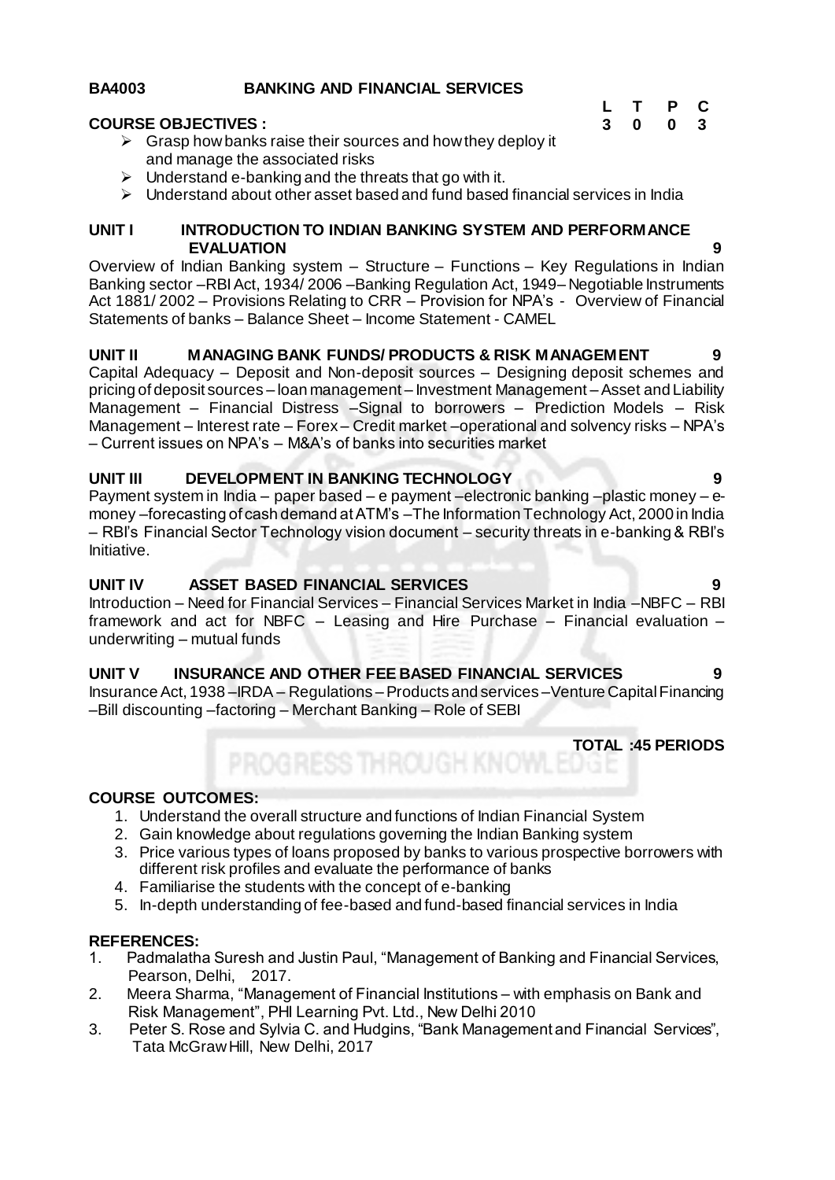**BA4003 BANKING AND FINANCIAL SERVICES**

| L | T | P | C |
|---|---|---|---|
| 3 | 0 | 0 | 3 |

**COURSE OBJECTIVES :**

- Grasp how banks raise their sources and how they deploy it and manage the associated risks
- Understand e-banking and the threats that go with it.
- Understand about other asset based and fund based financial services in India

**UNIT I INTRODUCTION TO INDIAN BANKING SYSTEM AND PERFORMANCE EVALUATION 9**

Overview of Indian Banking system – Structure – Functions – Key Regulations in Indian Banking sector –RBI Act, 1934/ 2006 –Banking Regulation Act, 1949– Negotiable Instruments Act 1881/ 2002 – Provisions Relating to CRR – Provision for NPA's - Overview of Financial Statements of banks – Balance Sheet – Income Statement - CAMEL

**UNIT II MANAGING BANK FUNDS/ PRODUCTS & RISK MANAGEMENT 9**

Capital Adequacy – Deposit and Non-deposit sources – Designing deposit schemes and pricing of deposit sources – loan management – Investment Management – Asset and Liability Management – Financial Distress –Signal to borrowers – Prediction Models – Risk Management – Interest rate – Forex – Credit market –operational and solvency risks – NPA's – Current issues on NPA's – M&A's of banks into securities market

**UNIT III DEVELOPMENT IN BANKING TECHNOLOGY 9**

Payment system in India – paper based – e payment –electronic banking –plastic money – e-money –forecasting of cash demand at ATM's –The Information Technology Act, 2000 in India – RBI's Financial Sector Technology vision document – security threats in e-banking & RBI's Initiative.

**UNIT IV ASSET BASED FINANCIAL SERVICES 9**

Introduction – Need for Financial Services – Financial Services Market in India –NBFC – RBI framework and act for NBFC – Leasing and Hire Purchase – Financial evaluation – underwriting – mutual funds

**UNIT V INSURANCE AND OTHER FEE BASED FINANCIAL SERVICES 9**

Insurance Act, 1938 –IRDA – Regulations – Products and services –Venture Capital Financing –Bill discounting –factoring – Merchant Banking – Role of SEBI

**TOTAL :45 PERIODS**

**COURSE OUTCOMES:**

1. Understand the overall structure and functions of Indian Financial System
2. Gain knowledge about regulations governing the Indian Banking system
3. Price various types of loans proposed by banks to various prospective borrowers with different risk profiles and evaluate the performance of banks
4. Familiarise the students with the concept of e-banking
5. In-depth understanding of fee-based and fund-based financial services in India

**REFERENCES:**

1. Padmalatha Suresh and Justin Paul, "Management of Banking and Financial Services, Pearson, Delhi, 2017.
2. Meera Sharma, "Management of Financial Institutions – with emphasis on Bank and Risk Management", PHI Learning Pvt. Ltd., New Delhi 2010
3. Peter S. Rose and Sylvia C. and Hudgins, "Bank Management and Financial Services", Tata McGraw Hill, New Delhi, 2017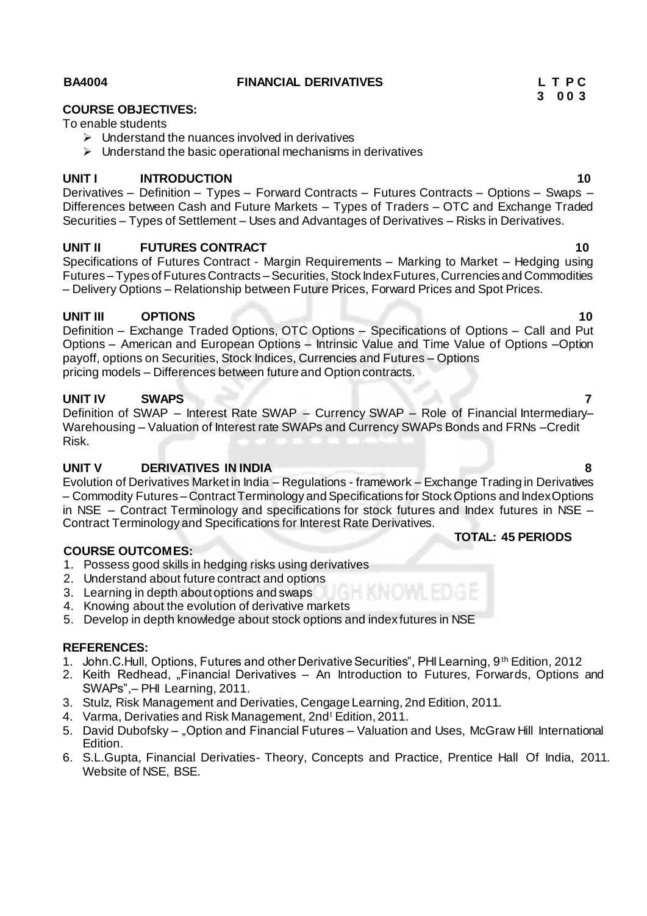**BA4004 FINANCIAL DERIVATIVES L T P C**
**3 0 0 3**

**COURSE OBJECTIVES:**

To enable students

- Understand the nuances involved in derivatives
- Understand the basic operational mechanisms in derivatives

**UNIT I INTRODUCTION 10**

Derivatives – Definition – Types – Forward Contracts – Futures Contracts – Options – Swaps – Differences between Cash and Future Markets – Types of Traders – OTC and Exchange Traded Securities – Types of Settlement – Uses and Advantages of Derivatives – Risks in Derivatives.

**UNIT II FUTURES CONTRACT 10**

Specifications of Futures Contract - Margin Requirements – Marking to Market – Hedging using Futures – Types of Futures Contracts – Securities, Stock Index Futures, Currencies and Commodities – Delivery Options – Relationship between Future Prices, Forward Prices and Spot Prices.

**UNIT III OPTIONS 10**

Definition – Exchange Traded Options, OTC Options – Specifications of Options – Call and Put Options – American and European Options – Intrinsic Value and Time Value of Options –Option payoff, options on Securities, Stock Indices, Currencies and Futures – Options pricing models – Differences between future and Option contracts.

**UNIT IV SWAPS 7**

Definition of SWAP – Interest Rate SWAP – Currency SWAP – Role of Financial Intermediary– Warehousing – Valuation of Interest rate SWAPs and Currency SWAPs Bonds and FRNs –Credit Risk.

**UNIT V DERIVATIVES IN INDIA 8**

Evolution of Derivatives Market in India – Regulations - framework – Exchange Trading in Derivatives – Commodity Futures – Contract Terminology and Specifications for Stock Options and Index Options in NSE – Contract Terminology and specifications for stock futures and Index futures in NSE – Contract Terminology and Specifications for Interest Rate Derivatives.

**TOTAL: 45 PERIODS**

**COURSE OUTCOMES:**

1. Possess good skills in hedging risks using derivatives
2. Understand about future contract and options
3. Learning in depth about options and swaps
4. Knowing about the evolution of derivative markets
5. Develop in depth knowledge about stock options and index futures in NSE

**REFERENCES:**

1. John.C.Hull, Options, Futures and other Derivative Securities", PHI Learning, 9th Edition, 2012
2. Keith Redhead, „Financial Derivatives – An Introduction to Futures, Forwards, Options and SWAPs",– PHI Learning, 2011.
3. Stulz, Risk Management and Derivaties, Cengage Learning, 2nd Edition, 2011.
4. Varma, Derivaties and Risk Management, 2nd Edition, 2011.
5. David Dubofsky – „Option and Financial Futures – Valuation and Uses, McGraw Hill International Edition.
6. S.L.Gupta, Financial Derivaties- Theory, Concepts and Practice, Prentice Hall Of India, 2011. Website of NSE, BSE.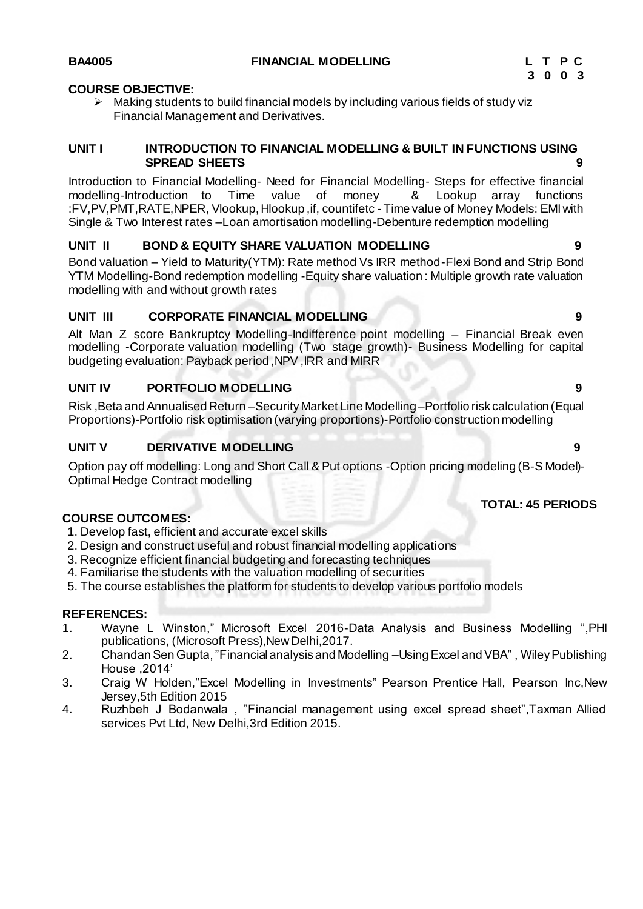**BA4005** **FINANCIAL MODELLING** **L T P C**
**3 0 0 3**

**COURSE OBJECTIVE:**

- Making students to build financial models by including various fields of study viz Financial Management and Derivatives.

**UNIT I INTRODUCTION TO FINANCIAL MODELLING & BUILT IN FUNCTIONS USING SPREAD SHEETS 9**

Introduction to Financial Modelling- Need for Financial Modelling- Steps for effective financial modelling-Introduction to Time value of money & Lookup array functions :FV,PV,PMT,RATE,NPER, Vlookup, Hlookup ,if, countifetc - Time value of Money Models: EMI with Single & Two Interest rates –Loan amortisation modelling-Debenture redemption modelling

**UNIT II BOND & EQUITY SHARE VALUATION MODELLING 9**

Bond valuation – Yield to Maturity(YTM): Rate method Vs IRR method-Flexi Bond and Strip Bond YTM Modelling-Bond redemption modelling -Equity share valuation : Multiple growth rate valuation modelling with and without growth rates

**UNIT III CORPORATE FINANCIAL MODELLING 9**

Alt Man Z score Bankruptcy Modelling-Indifference point modelling – Financial Break even modelling -Corporate valuation modelling (Two stage growth)- Business Modelling for capital budgeting evaluation: Payback period ,NPV ,IRR and MIRR

**UNIT IV PORTFOLIO MODELLING 9**

Risk ,Beta and Annualised Return –Security Market Line Modelling–Portfolio risk calculation (Equal Proportions)-Portfolio risk optimisation (varying proportions)-Portfolio construction modelling

**UNIT V DERIVATIVE MODELLING 9**

Option pay off modelling: Long and Short Call & Put options -Option pricing modeling (B-S Model)- Optimal Hedge Contract modelling

**TOTAL: 45 PERIODS**

**COURSE OUTCOMES:**

1. Develop fast, efficient and accurate excel skills
2. Design and construct useful and robust financial modelling applications
3. Recognize efficient financial budgeting and forecasting techniques
4. Familiarise the students with the valuation modelling of securities
5. The course establishes the platform for students to develop various portfolio models

**REFERENCES:**

1. Wayne L Winston," Microsoft Excel 2016-Data Analysis and Business Modelling ",PHI publications, (Microsoft Press),New Delhi,2017.
2. Chandan Sen Gupta, "Financial analysis and Modelling –Using Excel and VBA" , Wiley Publishing House ,2014'
3. Craig W Holden,"Excel Modelling in Investments" Pearson Prentice Hall, Pearson Inc,New Jersey,5th Edition 2015
4. Ruzhbeh J Bodanwala , "Financial management using excel spread sheet",Taxman Allied services Pvt Ltd, New Delhi,3rd Edition 2015.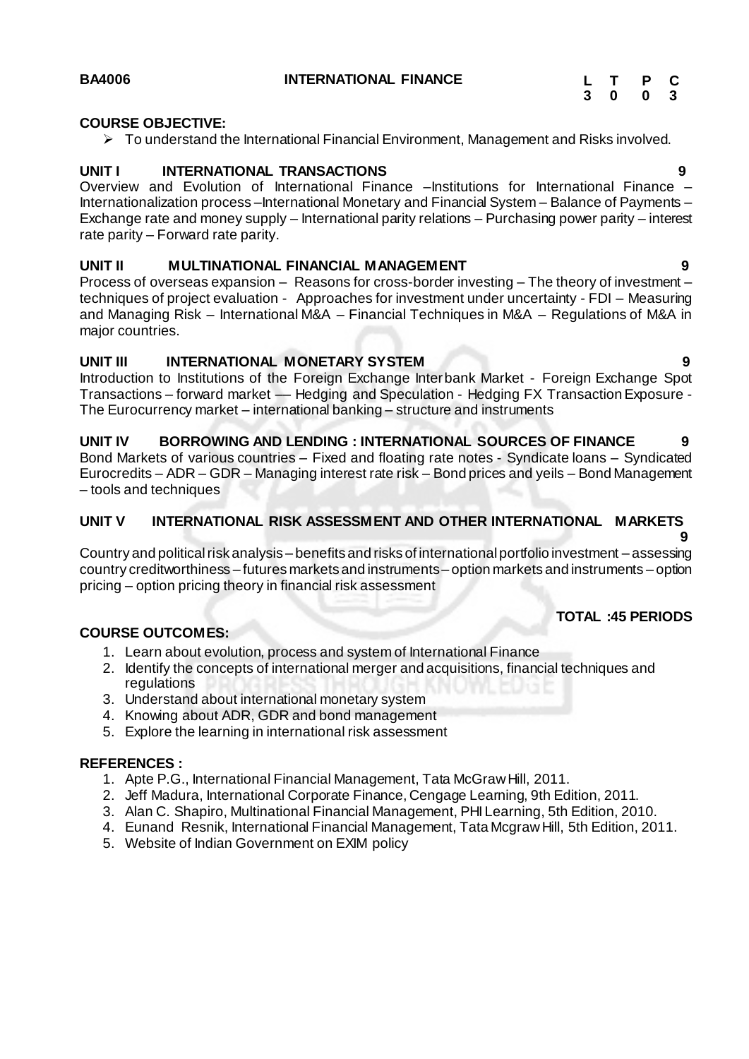**BA4006 INTERNATIONAL FINANCE**

| L | T | P | C |
|---|---|---|---|
| 3 | 0 | 0 | 3 |

**COURSE OBJECTIVE:**

- To understand the International Financial Environment, Management and Risks involved.

**UNIT I INTERNATIONAL TRANSACTIONS 9**

Overview and Evolution of International Finance –Institutions for International Finance – Internationalization process –International Monetary and Financial System – Balance of Payments – Exchange rate and money supply – International parity relations – Purchasing power parity – interest rate parity – Forward rate parity.

**UNIT II MULTINATIONAL FINANCIAL MANAGEMENT 9**

Process of overseas expansion – Reasons for cross-border investing – The theory of investment – techniques of project evaluation - Approaches for investment under uncertainty - FDI – Measuring and Managing Risk – International M&A – Financial Techniques in M&A – Regulations of M&A in major countries.

**UNIT III INTERNATIONAL MONETARY SYSTEM 9**

Introduction to Institutions of the Foreign Exchange Interbank Market - Foreign Exchange Spot Transactions – forward market –– Hedging and Speculation - Hedging FX Transaction Exposure - The Eurocurrency market – international banking – structure and instruments

**UNIT IV BORROWING AND LENDING : INTERNATIONAL SOURCES OF FINANCE 9**

Bond Markets of various countries – Fixed and floating rate notes - Syndicate loans – Syndicated Eurocredits – ADR – GDR – Managing interest rate risk – Bond prices and yeils – Bond Management – tools and techniques

**UNIT V INTERNATIONAL RISK ASSESSMENT AND OTHER INTERNATIONAL MARKETS 9**

Country and political risk analysis – benefits and risks of international portfolio investment – assessing country creditworthiness – futures markets and instruments – option markets and instruments – option pricing – option pricing theory in financial risk assessment

**TOTAL :45 PERIODS**

**COURSE OUTCOMES:**

1. Learn about evolution, process and system of International Finance
2. Identify the concepts of international merger and acquisitions, financial techniques and regulations
3. Understand about international monetary system
4. Knowing about ADR, GDR and bond management
5. Explore the learning in international risk assessment

**REFERENCES :**

1. Apte P.G., International Financial Management, Tata McGraw Hill, 2011.
2. Jeff Madura, International Corporate Finance, Cengage Learning, 9th Edition, 2011.
3. Alan C. Shapiro, Multinational Financial Management, PHI Learning, 5th Edition, 2010.
4. Eunand Resnik, International Financial Management, Tata Mcgraw Hill, 5th Edition, 2011.
5. Website of Indian Government on EXIM policy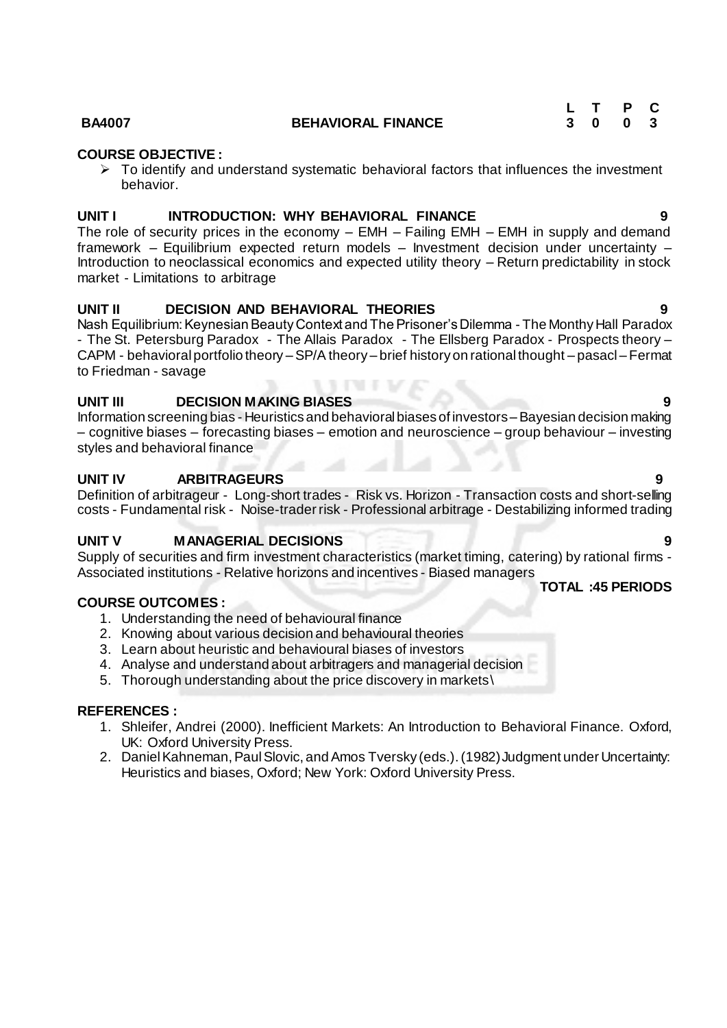| | | | | | | |
|---|---|---|---|---|---|---|
| **BA4007** | **BEHAVIORAL FINANCE** | | **L** | **T** | **P** | **C** |
| | | | **3** | **0** | **0** | **3** |

**COURSE OBJECTIVE :**

- To identify and understand systematic behavioral factors that influences the investment behavior.

**UNIT I INTRODUCTION: WHY BEHAVIORAL FINANCE 9**

The role of security prices in the economy – EMH – Failing EMH – EMH in supply and demand framework – Equilibrium expected return models – Investment decision under uncertainty – Introduction to neoclassical economics and expected utility theory – Return predictability in stock market - Limitations to arbitrage

**UNIT II DECISION AND BEHAVIORAL THEORIES 9**

Nash Equilibrium: Keynesian Beauty Contest and The Prisoner's Dilemma - The Monthy Hall Paradox - The St. Petersburg Paradox - The Allais Paradox - The Ellsberg Paradox - Prospects theory – CAPM - behavioral portfolio theory – SP/A theory – brief history on rational thought – pasacl – Fermat to Friedman - savage

**UNIT III DECISION MAKING BIASES 9**

Information screening bias - Heuristics and behavioral biases of investors – Bayesian decision making – cognitive biases – forecasting biases – emotion and neuroscience – group behaviour – investing styles and behavioral finance

**UNIT IV ARBITRAGEURS 9**

Definition of arbitrageur - Long-short trades - Risk vs. Horizon - Transaction costs and short-selling costs - Fundamental risk - Noise-trader risk - Professional arbitrage - Destabilizing informed trading

**UNIT V MANAGERIAL DECISIONS 9**

Supply of securities and firm investment characteristics (market timing, catering) by rational firms - Associated institutions - Relative horizons and incentives - Biased managers

**TOTAL :45 PERIODS**

**COURSE OUTCOMES :**

1. Understanding the need of behavioural finance
2. Knowing about various decision and behavioural theories
3. Learn about heuristic and behavioural biases of investors
4. Analyse and understand about arbitragers and managerial decision
5. Thorough understanding about the price discovery in markets\

**REFERENCES :**

1. Shleifer, Andrei (2000). Inefficient Markets: An Introduction to Behavioral Finance. Oxford, UK: Oxford University Press.
2. Daniel Kahneman, Paul Slovic, and Amos Tversky (eds.). (1982) Judgment under Uncertainty: Heuristics and biases, Oxford; New York: Oxford University Press.